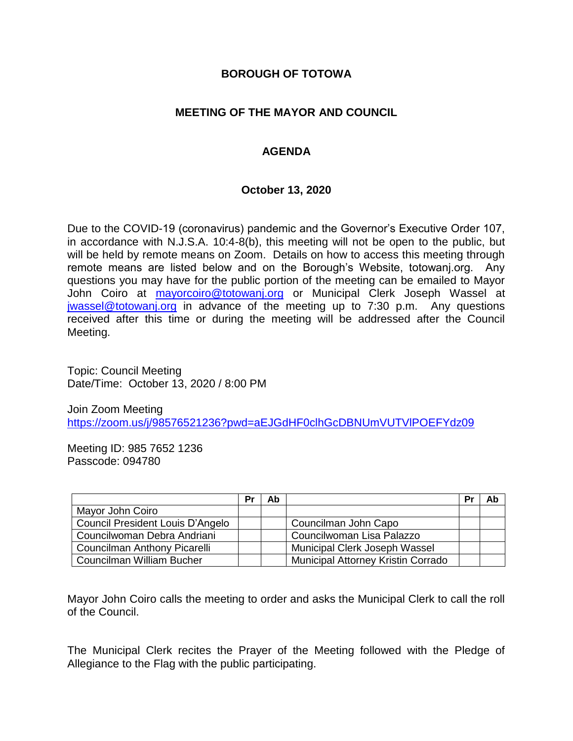# BOROUGH OF TOTOWA

## MEETING OF THE MAYOR AND COUNCIL

## AGENDA

### October 13, 2020

Due to the COVID-19 (coronavirus) pandemic and the Governor's Executive Order 107, in accordance with N.J.S.A. 10:4-8(b), this meeting will not be open to the public, but will be held by remote means on Zoom. Details on how to access this meeting through remote means are listed below and on the Borough's Website, totowanj.org. Any questions you may have for the public portion of the meeting can be emailed to Mayor John Coiro at mayorcoiro@totowanj.org or Municipal Clerk Joseph Wassel at jwassel@totowanj.org in advance of the meeting up to 7:30 p.m. Any questions received after this time or during the meeting will be addressed after the Council Meeting.

Topic: Council Meeting
Date/Time: October 13, 2020 / 8:00 PM

Join Zoom Meeting
https://zoom.us/j/98576521236?pwd=aEJGdHF0clhGcDBNUmVUTVlPOEFYdz09

Meeting ID: 985 7652 1236
Passcode: 094780

| | Pr | Ab | | Pr | Ab |
|---|---|---|---|---|---|
| Mayor John Coiro | | | | | |
| Council President Louis D'Angelo | | | Councilman John Capo | | |
| Councilwoman Debra Andriani | | | Councilwoman Lisa Palazzo | | |
| Councilman Anthony Picarelli | | | Municipal Clerk Joseph Wassel | | |
| Councilman William Bucher | | | Municipal Attorney Kristin Corrado | | |

Mayor John Coiro calls the meeting to order and asks the Municipal Clerk to call the roll of the Council.

The Municipal Clerk recites the Prayer of the Meeting followed with the Pledge of Allegiance to the Flag with the public participating.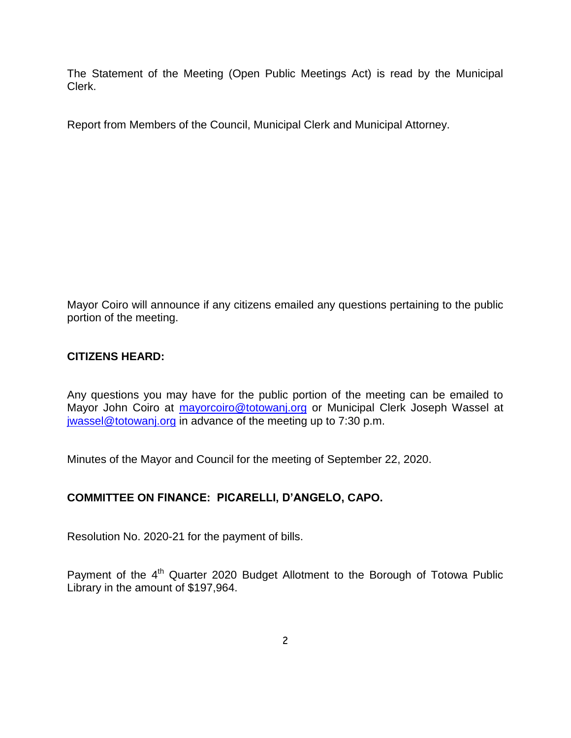The Statement of the Meeting (Open Public Meetings Act) is read by the Municipal Clerk.

Report from Members of the Council, Municipal Clerk and Municipal Attorney.

Mayor Coiro will announce if any citizens emailed any questions pertaining to the public portion of the meeting.

**CITIZENS HEARD:**

Any questions you may have for the public portion of the meeting can be emailed to Mayor John Coiro at mayorcoiro@totowanj.org or Municipal Clerk Joseph Wassel at jwassel@totowanj.org in advance of the meeting up to 7:30 p.m.

Minutes of the Mayor and Council for the meeting of September 22, 2020.

**COMMITTEE ON FINANCE: PICARELLI, D'ANGELO, CAPO.**

Resolution No. 2020-21 for the payment of bills.

Payment of the 4th Quarter 2020 Budget Allotment to the Borough of Totowa Public Library in the amount of $197,964.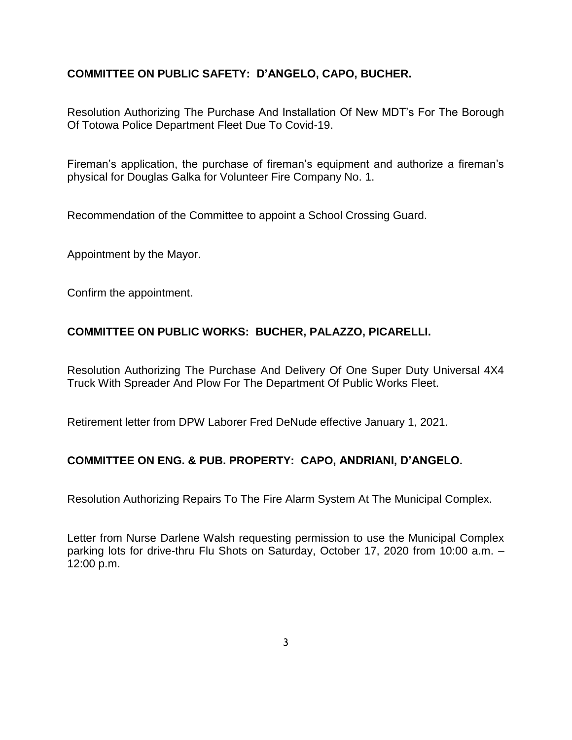**COMMITTEE ON PUBLIC SAFETY: D'ANGELO, CAPO, BUCHER.**

Resolution Authorizing The Purchase And Installation Of New MDT's For The Borough Of Totowa Police Department Fleet Due To Covid-19.

Fireman's application, the purchase of fireman's equipment and authorize a fireman's physical for Douglas Galka for Volunteer Fire Company No. 1.

Recommendation of the Committee to appoint a School Crossing Guard.

Appointment by the Mayor.

Confirm the appointment.

**COMMITTEE ON PUBLIC WORKS: BUCHER, PALAZZO, PICARELLI.**

Resolution Authorizing The Purchase And Delivery Of One Super Duty Universal 4X4 Truck With Spreader And Plow For The Department Of Public Works Fleet.

Retirement letter from DPW Laborer Fred DeNude effective January 1, 2021.

**COMMITTEE ON ENG. & PUB. PROPERTY: CAPO, ANDRIANI, D'ANGELO.**

Resolution Authorizing Repairs To The Fire Alarm System At The Municipal Complex.

Letter from Nurse Darlene Walsh requesting permission to use the Municipal Complex parking lots for drive-thru Flu Shots on Saturday, October 17, 2020 from 10:00 a.m. – 12:00 p.m.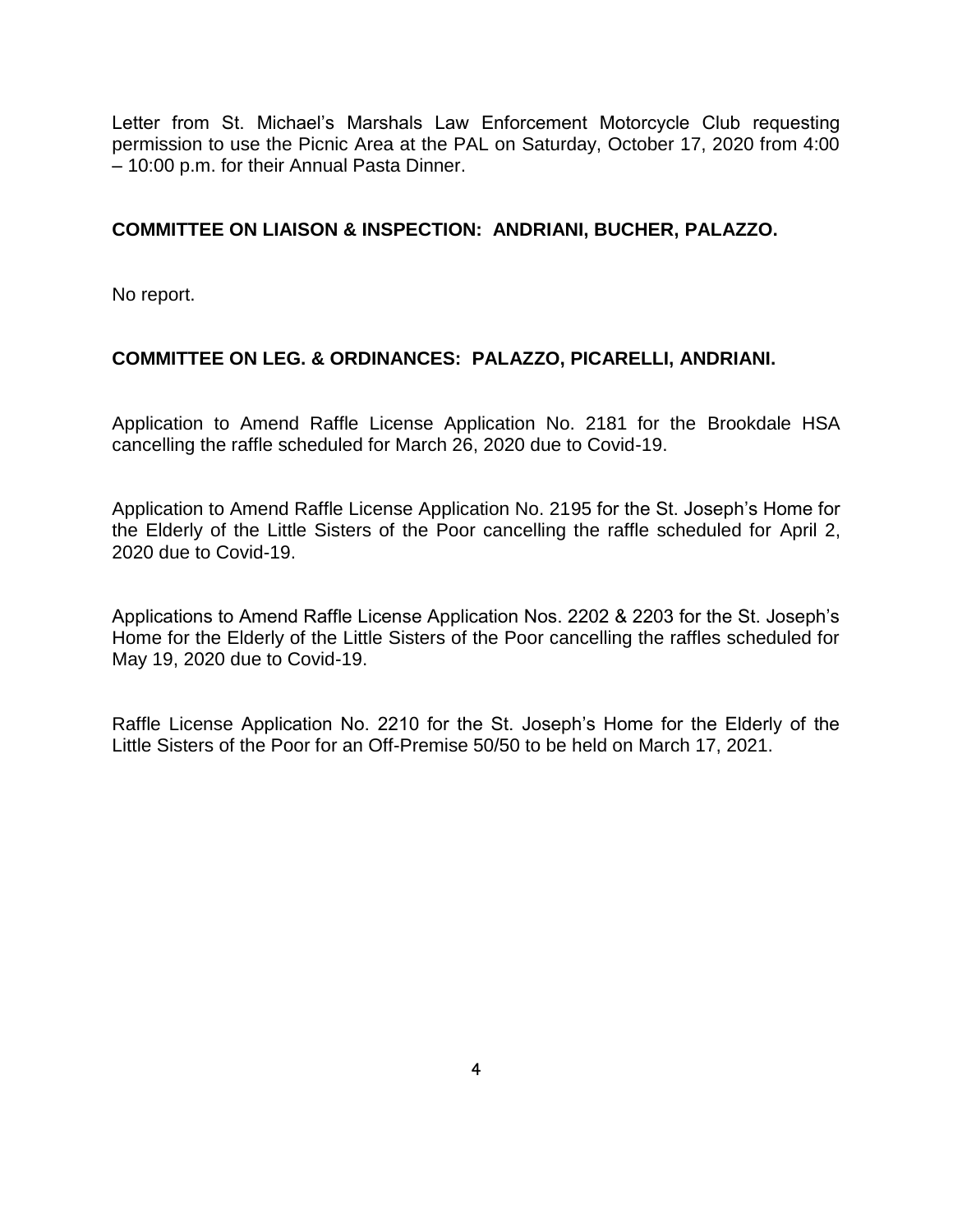Letter from St. Michael's Marshals Law Enforcement Motorcycle Club requesting permission to use the Picnic Area at the PAL on Saturday, October 17, 2020 from 4:00 – 10:00 p.m. for their Annual Pasta Dinner.

**COMMITTEE ON LIAISON & INSPECTION: ANDRIANI, BUCHER, PALAZZO.**

No report.

**COMMITTEE ON LEG. & ORDINANCES: PALAZZO, PICARELLI, ANDRIANI.**

Application to Amend Raffle License Application No. 2181 for the Brookdale HSA cancelling the raffle scheduled for March 26, 2020 due to Covid-19.

Application to Amend Raffle License Application No. 2195 for the St. Joseph's Home for the Elderly of the Little Sisters of the Poor cancelling the raffle scheduled for April 2, 2020 due to Covid-19.

Applications to Amend Raffle License Application Nos. 2202 & 2203 for the St. Joseph's Home for the Elderly of the Little Sisters of the Poor cancelling the raffles scheduled for May 19, 2020 due to Covid-19.

Raffle License Application No. 2210 for the St. Joseph's Home for the Elderly of the Little Sisters of the Poor for an Off-Premise 50/50 to be held on March 17, 2021.